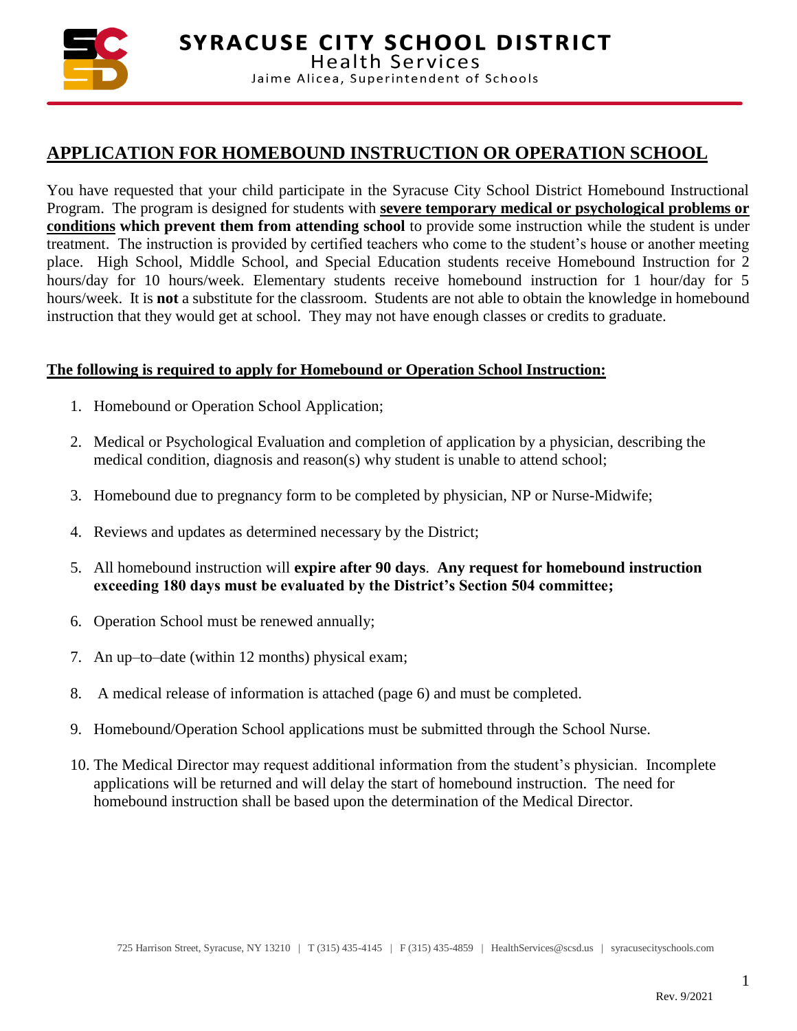**SYRACUSE CITY SCHOOL DISTRICT**
Health Services
Jaime Alicea, Superintendent of Schools

# APPLICATION FOR HOMEBOUND INSTRUCTION OR OPERATION SCHOOL

You have requested that your child participate in the Syracuse City School District Homebound Instructional Program. The program is designed for students with **severe temporary medical or psychological problems or conditions which prevent them from attending school** to provide some instruction while the student is under treatment. The instruction is provided by certified teachers who come to the student's house or another meeting place. High School, Middle School, and Special Education students receive Homebound Instruction for 2 hours/day for 10 hours/week. Elementary students receive homebound instruction for 1 hour/day for 5 hours/week. It is **not** a substitute for the classroom. Students are not able to obtain the knowledge in homebound instruction that they would get at school. They may not have enough classes or credits to graduate.

**The following is required to apply for Homebound or Operation School Instruction:**

1. Homebound or Operation School Application;
2. Medical or Psychological Evaluation and completion of application by a physician, describing the medical condition, diagnosis and reason(s) why student is unable to attend school;
3. Homebound due to pregnancy form to be completed by physician, NP or Nurse-Midwife;
4. Reviews and updates as determined necessary by the District;
5. All homebound instruction will **expire after 90 days**. **Any request for homebound instruction exceeding 180 days must be evaluated by the District's Section 504 committee;**
6. Operation School must be renewed annually;
7. An up–to–date (within 12 months) physical exam;
8. A medical release of information is attached (page 6) and must be completed.
9. Homebound/Operation School applications must be submitted through the School Nurse.
10. The Medical Director may request additional information from the student's physician. Incomplete applications will be returned and will delay the start of homebound instruction. The need for homebound instruction shall be based upon the determination of the Medical Director.

725 Harrison Street, Syracuse, NY 13210 | T (315) 435-4145 | F (315) 435-4859 | HealthServices@scsd.us | syracusecityschools.com

Rev. 9/2021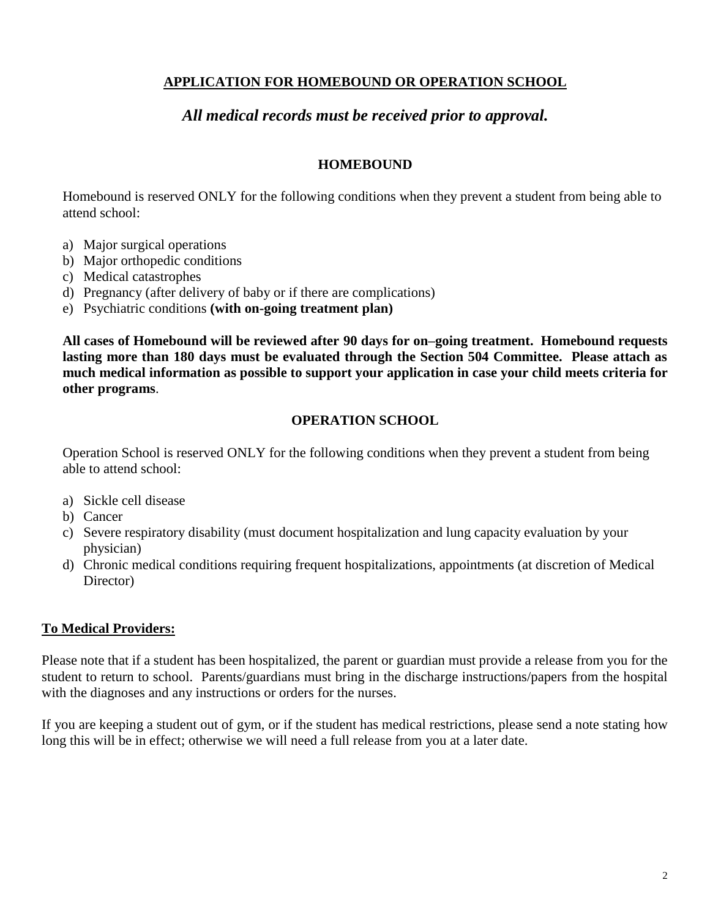## APPLICATION FOR HOMEBOUND OR OPERATION SCHOOL

***All medical records must be received prior to approval.***

### HOMEBOUND

Homebound is reserved ONLY for the following conditions when they prevent a student from being able to attend school:

a) Major surgical operations
b) Major orthopedic conditions
c) Medical catastrophes
d) Pregnancy (after delivery of baby or if there are complications)
e) Psychiatric conditions **(with on-going treatment plan)**

**All cases of Homebound will be reviewed after 90 days for on–going treatment. Homebound requests lasting more than 180 days must be evaluated through the Section 504 Committee. Please attach as much medical information as possible to support your application in case your child meets criteria for other programs**.

### OPERATION SCHOOL

Operation School is reserved ONLY for the following conditions when they prevent a student from being able to attend school:

a) Sickle cell disease
b) Cancer
c) Severe respiratory disability (must document hospitalization and lung capacity evaluation by your physician)
d) Chronic medical conditions requiring frequent hospitalizations, appointments (at discretion of Medical Director)

**To Medical Providers:**

Please note that if a student has been hospitalized, the parent or guardian must provide a release from you for the student to return to school. Parents/guardians must bring in the discharge instructions/papers from the hospital with the diagnoses and any instructions or orders for the nurses.

If you are keeping a student out of gym, or if the student has medical restrictions, please send a note stating how long this will be in effect; otherwise we will need a full release from you at a later date.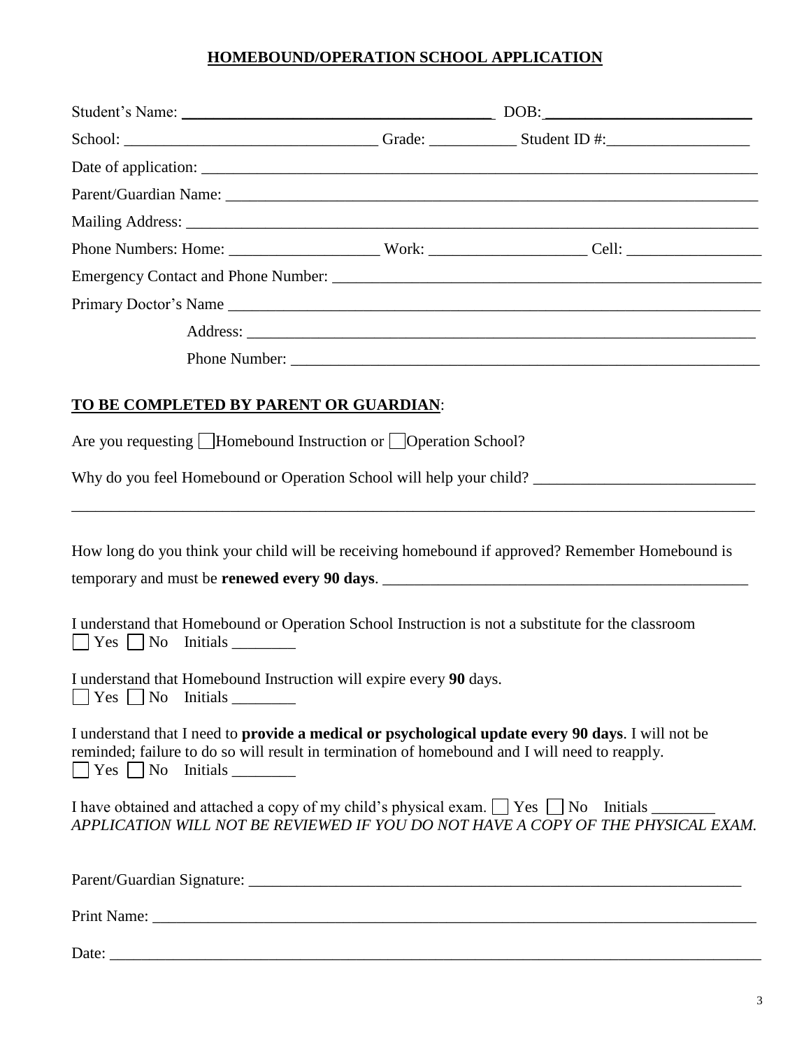## HOMEBOUND/OPERATION SCHOOL APPLICATION

Student's Name: ________________________________________ DOB: __________________________

School: _______________________________ Grade: ___________ Student ID #: __________________

Date of application: ___________________________________________________________________

Parent/Guardian Name: _________________________________________________________________

Mailing Address: ______________________________________________________________________

Phone Numbers: Home: ___________________ Work: ____________________ Cell: _________________

Emergency Contact and Phone Number: ____________________________________________________

Primary Doctor's Name __________________________________________________________________

Address: ______________________________________________________________

Phone Number: _________________________________________________________

**TO BE COMPLETED BY PARENT OR GUARDIAN**:

Are you requesting ☐ Homebound Instruction or ☐ Operation School?

Why do you feel Homebound or Operation School will help your child? ____________________________

_____________________________________________________________________________________

How long do you think your child will be receiving homebound if approved? Remember Homebound is temporary and must be **renewed every 90 days**. ________________________________________________

I understand that Homebound or Operation School Instruction is not a substitute for the classroom
☐ Yes ☐ No Initials ________

I understand that Homebound Instruction will expire every **90** days.
☐ Yes ☐ No Initials ________

I understand that I need to **provide a medical or psychological update every 90 days**. I will not be reminded; failure to do so will result in termination of homebound and I will need to reapply.
☐ Yes ☐ No Initials ________

I have obtained and attached a copy of my child's physical exam. ☐ Yes ☐ No Initials ________
*APPLICATION WILL NOT BE REVIEWED IF YOU DO NOT HAVE A COPY OF THE PHYSICAL EXAM.*

Parent/Guardian Signature: _____________________________________________________________

Print Name: _________________________________________________________________________

Date: _______________________________________________________________________________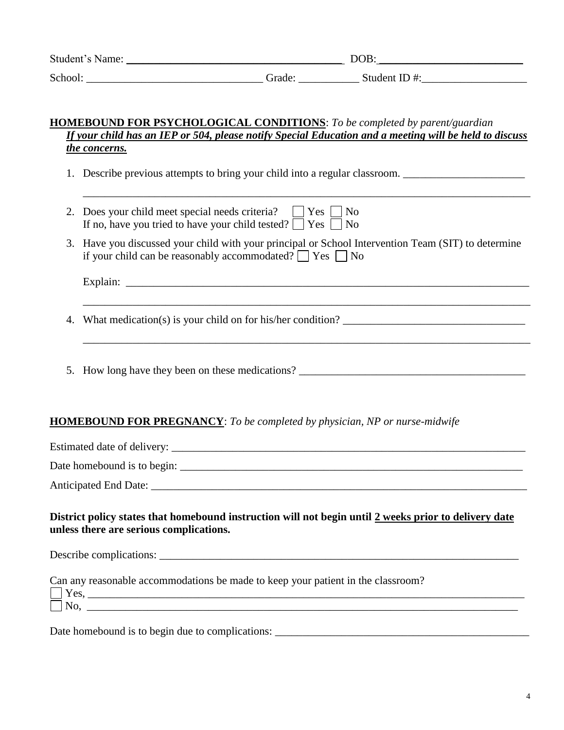Student's Name: ______________________________________ DOB: __________________________

School: _______________________________ Grade: ___________ Student ID #: ___________________

**HOMEBOUND FOR PSYCHOLOGICAL CONDITIONS**: *To be completed by parent/guardian*

***If your child has an IEP or 504, please notify Special Education and a meeting will be held to discuss the concerns.***

1. Describe previous attempts to bring your child into a regular classroom. ______________________

   ________________________________________________________________________________

2. Does your child meet special needs criteria? ☐ Yes ☐ No
   If no, have you tried to have your child tested? ☐ Yes ☐ No

3. Have you discussed your child with your principal or School Intervention Team (SIT) to determine if your child can be reasonably accommodated? ☐ Yes ☐ No

   Explain: _________________________________________________________________________

   ________________________________________________________________________________

4. What medication(s) is your child on for his/her condition? _________________________________

   ________________________________________________________________________________

5. How long have they been on these medications? __________________________________________

**HOMEBOUND FOR PREGNANCY**: *To be completed by physician, NP or nurse-midwife*

Estimated date of delivery: ____________________________________________________________

Date homebound is to begin: ___________________________________________________________

Anticipated End Date: _________________________________________________________________

**District policy states that homebound instruction will not begin until 2 weeks prior to delivery date unless there are serious complications.**

Describe complications: ________________________________________________________________

Can any reasonable accommodations be made to keep your patient in the classroom?

☐ Yes, ______________________________________________________________________________

☐ No, ______________________________________________________________________________

Date homebound is to begin due to complications: _______________________________________________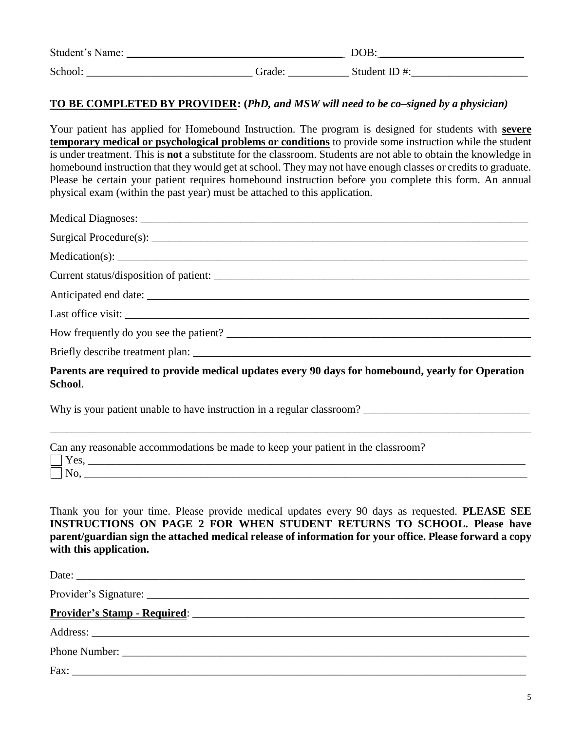Student's Name: ________________________________ DOB: ________________________

School: ____________________________ Grade: __________ Student ID #: ____________________

**TO BE COMPLETED BY PROVIDER: (*PhD, and MSW will need to be co–signed by a physician)***

Your patient has applied for Homebound Instruction. The program is designed for students with **severe temporary medical or psychological problems or conditions** to provide some instruction while the student is under treatment. This is **not** a substitute for the classroom. Students are not able to obtain the knowledge in homebound instruction that they would get at school. They may not have enough classes or credits to graduate. Please be certain your patient requires homebound instruction before you complete this form. An annual physical exam (within the past year) must be attached to this application.

Medical Diagnoses: ______________________________________________________________

Surgical Procedure(s): ____________________________________________________________

Medication(s): ___________________________________________________________________

Current status/disposition of patient: _______________________________________________

Anticipated end date: _____________________________________________________________

Last office visit: _________________________________________________________________

How frequently do you see the patient? _____________________________________________

Briefly describe treatment plan: ___________________________________________________

**Parents are required to provide medical updates every 90 days for homebound, yearly for Operation School**.

Why is your patient unable to have instruction in a regular classroom? ____________________

_______________________________________________________________________________

Can any reasonable accommodations be made to keep your patient in the classroom?

- ☐ Yes, _________________________________________________________________________
- ☐ No, __________________________________________________________________________

Thank you for your time. Please provide medical updates every 90 days as requested. **PLEASE SEE INSTRUCTIONS ON PAGE 2 FOR WHEN STUDENT RETURNS TO SCHOOL. Please have parent/guardian sign the attached medical release of information for your office. Please forward a copy with this application.**

Date: _________________________________________________________________________

Provider's Signature: ______________________________________________________________

**Provider's Stamp - Required**: ____________________________________________________

Address: _______________________________________________________________________

Phone Number: __________________________________________________________________

Fax: ___________________________________________________________________________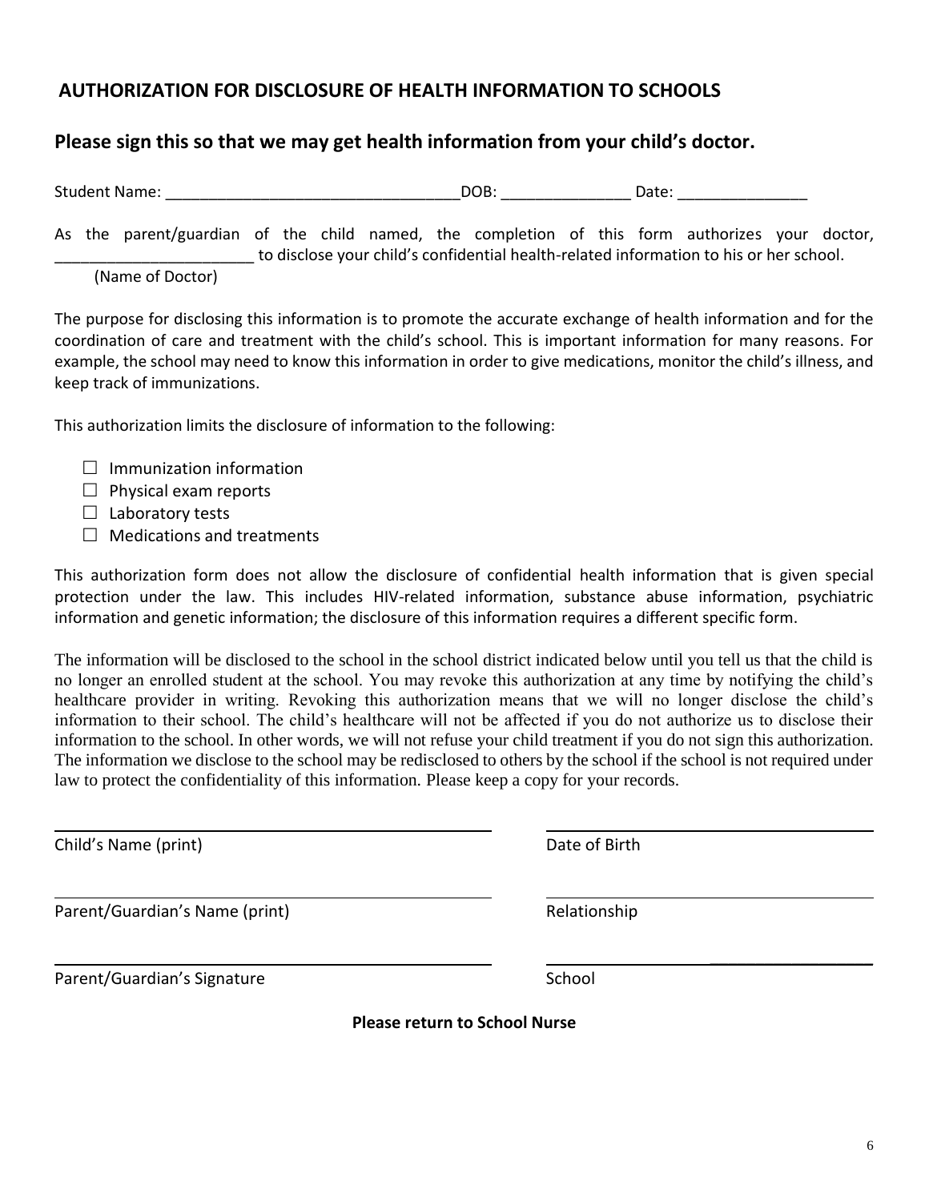## AUTHORIZATION FOR DISCLOSURE OF HEALTH INFORMATION TO SCHOOLS

### Please sign this so that we may get health information from your child's doctor.

Student Name: ___________________________________DOB: _______________ Date: _______________

As the parent/guardian of the child named, the completion of this form authorizes your doctor, _______________________ to disclose your child's confidential health-related information to his or her school.
(Name of Doctor)

The purpose for disclosing this information is to promote the accurate exchange of health information and for the coordination of care and treatment with the child's school. This is important information for many reasons. For example, the school may need to know this information in order to give medications, monitor the child's illness, and keep track of immunizations.

This authorization limits the disclosure of information to the following:

- ☐ Immunization information
- ☐ Physical exam reports
- ☐ Laboratory tests
- ☐ Medications and treatments

This authorization form does not allow the disclosure of confidential health information that is given special protection under the law. This includes HIV-related information, substance abuse information, psychiatric information and genetic information; the disclosure of this information requires a different specific form.

The information will be disclosed to the school in the school district indicated below until you tell us that the child is no longer an enrolled student at the school. You may revoke this authorization at any time by notifying the child's healthcare provider in writing. Revoking this authorization means that we will no longer disclose the child's information to their school. The child's healthcare will not be affected if you do not authorize us to disclose their information to the school. In other words, we will not refuse your child treatment if you do not sign this authorization. The information we disclose to the school may be redisclosed to others by the school if the school is not required under law to protect the confidentiality of this information. Please keep a copy for your records.

_______________________________________________ _______________________________

Child's Name (print) Date of Birth

_______________________________________________ _______________________________

Parent/Guardian's Name (print) Relationship

_______________________________________________ _______________________________

Parent/Guardian's Signature School

**Please return to School Nurse**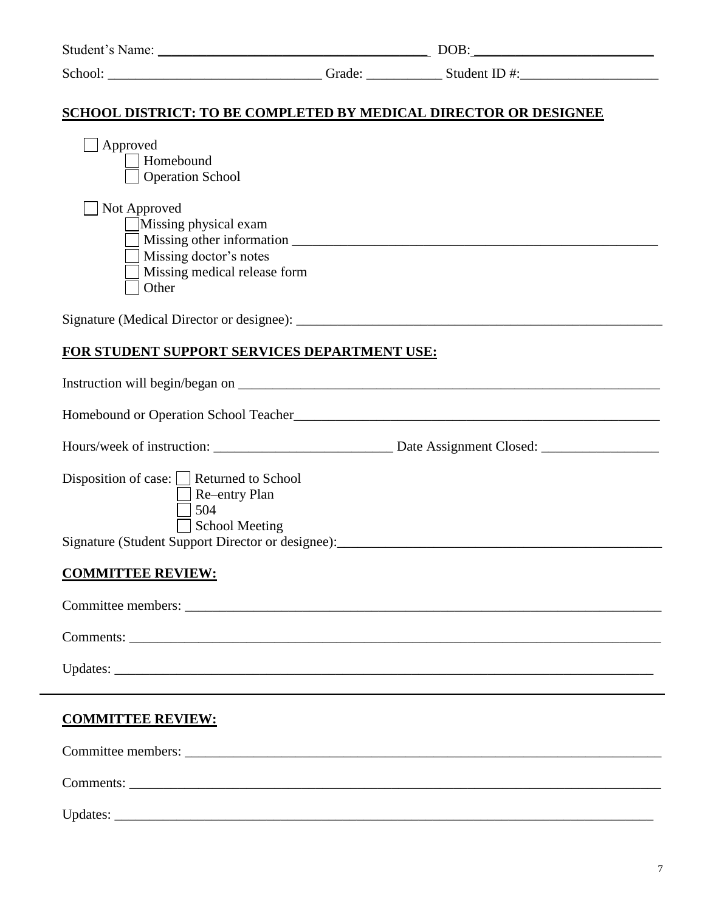Student's Name: ______________________________________ DOB: ________________________

School: _______________________________ Grade: ___________ Student ID #: ____________________

**SCHOOL DISTRICT: TO BE COMPLETED BY MEDICAL DIRECTOR OR DESIGNEE**

- ☐ Approved
  - ☐ Homebound
  - ☐ Operation School

- ☐ Not Approved
  - ☐ Missing physical exam
  - ☐ Missing other information ______________________________________________________
  - ☐ Missing doctor's notes
  - ☐ Missing medical release form
  - ☐ Other

Signature (Medical Director or designee): _______________________________________________________

**FOR STUDENT SUPPORT SERVICES DEPARTMENT USE:**

Instruction will begin/began on ______________________________________________________________

Homebound or Operation School Teacher_______________________________________________________

Hours/week of instruction: __________________________ Date Assignment Closed: _________________

Disposition of case:
- ☐ Returned to School
- ☐ Re–entry Plan
- ☐ 504
- ☐ School Meeting

Signature (Student Support Director or designee):_______________________________________________

**COMMITTEE REVIEW:**

Committee members: _______________________________________________________________________

Comments: _______________________________________________________________________________

Updates: _________________________________________________________________________________

---

**COMMITTEE REVIEW:**

Committee members: _______________________________________________________________________

Comments: _______________________________________________________________________________

Updates: _________________________________________________________________________________